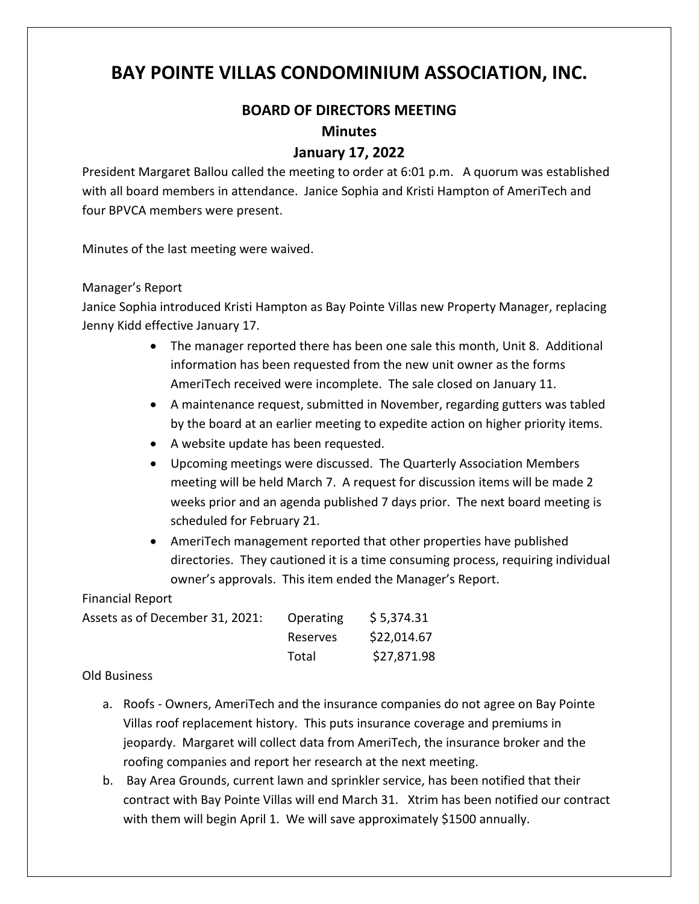# BAY POINTE VILLAS CONDOMINIUM ASSOCIATION, INC.

## BOARD OF DIRECTORS MEETING

## Minutes

## January 17, 2022

President Margaret Ballou called the meeting to order at 6:01 p.m. A quorum was established with all board members in attendance. Janice Sophia and Kristi Hampton of AmeriTech and four BPVCA members were present.

Minutes of the last meeting were waived.

Manager's Report

Janice Sophia introduced Kristi Hampton as Bay Pointe Villas new Property Manager, replacing Jenny Kidd effective January 17.

- The manager reported there has been one sale this month, Unit 8. Additional information has been requested from the new unit owner as the forms AmeriTech received were incomplete. The sale closed on January 11.
- A maintenance request, submitted in November, regarding gutters was tabled by the board at an earlier meeting to expedite action on higher priority items.
- A website update has been requested.
- Upcoming meetings were discussed. The Quarterly Association Members meeting will be held March 7. A request for discussion items will be made 2 weeks prior and an agenda published 7 days prior. The next board meeting is scheduled for February 21.
- AmeriTech management reported that other properties have published directories. They cautioned it is a time consuming process, requiring individual owner's approvals. This item ended the Manager's Report.

Financial Report

| Assets as of December 31, 2021: | Operating | $ 5,374.31 |
|---|---|---|
| | Reserves | $22,014.67 |
| | Total | $27,871.98 |

Old Business

a. Roofs - Owners, AmeriTech and the insurance companies do not agree on Bay Pointe Villas roof replacement history. This puts insurance coverage and premiums in jeopardy. Margaret will collect data from AmeriTech, the insurance broker and the roofing companies and report her research at the next meeting.

b. Bay Area Grounds, current lawn and sprinkler service, has been notified that their contract with Bay Pointe Villas will end March 31. Xtrim has been notified our contract with them will begin April 1. We will save approximately $1500 annually.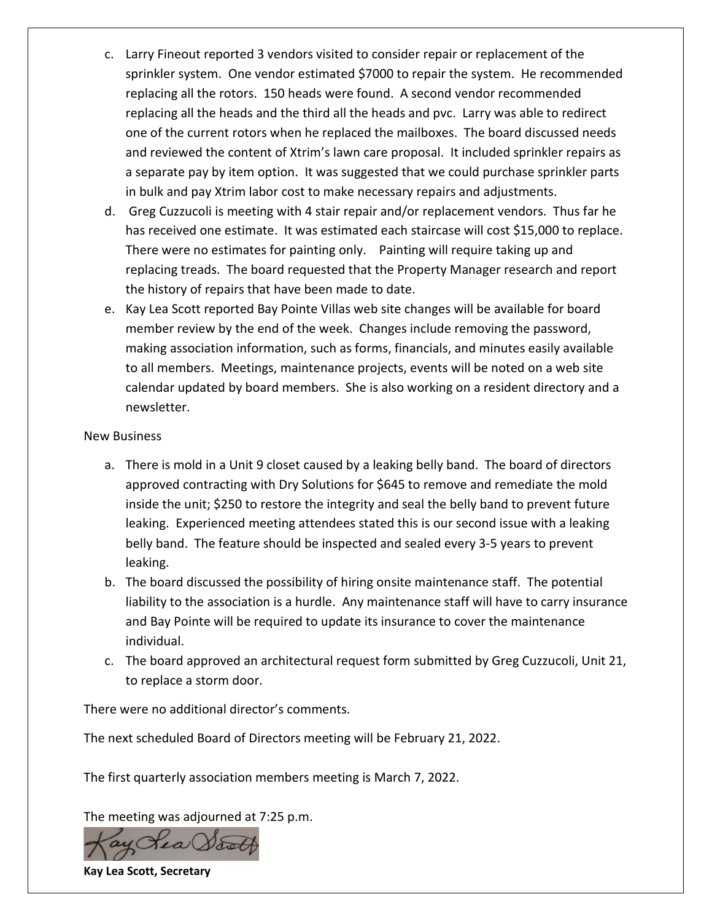c. Larry Fineout reported 3 vendors visited to consider repair or replacement of the sprinkler system. One vendor estimated $7000 to repair the system. He recommended replacing all the rotors. 150 heads were found. A second vendor recommended replacing all the heads and the third all the heads and pvc. Larry was able to redirect one of the current rotors when he replaced the mailboxes. The board discussed needs and reviewed the content of Xtrim's lawn care proposal. It included sprinkler repairs as a separate pay by item option. It was suggested that we could purchase sprinkler parts in bulk and pay Xtrim labor cost to make necessary repairs and adjustments.

d. Greg Cuzzucoli is meeting with 4 stair repair and/or replacement vendors. Thus far he has received one estimate. It was estimated each staircase will cost $15,000 to replace. There were no estimates for painting only. Painting will require taking up and replacing treads. The board requested that the Property Manager research and report the history of repairs that have been made to date.

e. Kay Lea Scott reported Bay Pointe Villas web site changes will be available for board member review by the end of the week. Changes include removing the password, making association information, such as forms, financials, and minutes easily available to all members. Meetings, maintenance projects, events will be noted on a web site calendar updated by board members. She is also working on a resident directory and a newsletter.

New Business

a. There is mold in a Unit 9 closet caused by a leaking belly band. The board of directors approved contracting with Dry Solutions for $645 to remove and remediate the mold inside the unit; $250 to restore the integrity and seal the belly band to prevent future leaking. Experienced meeting attendees stated this is our second issue with a leaking belly band. The feature should be inspected and sealed every 3-5 years to prevent leaking.

b. The board discussed the possibility of hiring onsite maintenance staff. The potential liability to the association is a hurdle. Any maintenance staff will have to carry insurance and Bay Pointe will be required to update its insurance to cover the maintenance individual.

c. The board approved an architectural request form submitted by Greg Cuzzucoli, Unit 21, to replace a storm door.

There were no additional director's comments.

The next scheduled Board of Directors meeting will be February 21, 2022.

The first quarterly association members meeting is March 7, 2022.

The meeting was adjourned at 7:25 p.m.

Kay Lea Scott

**Kay Lea Scott, Secretary**